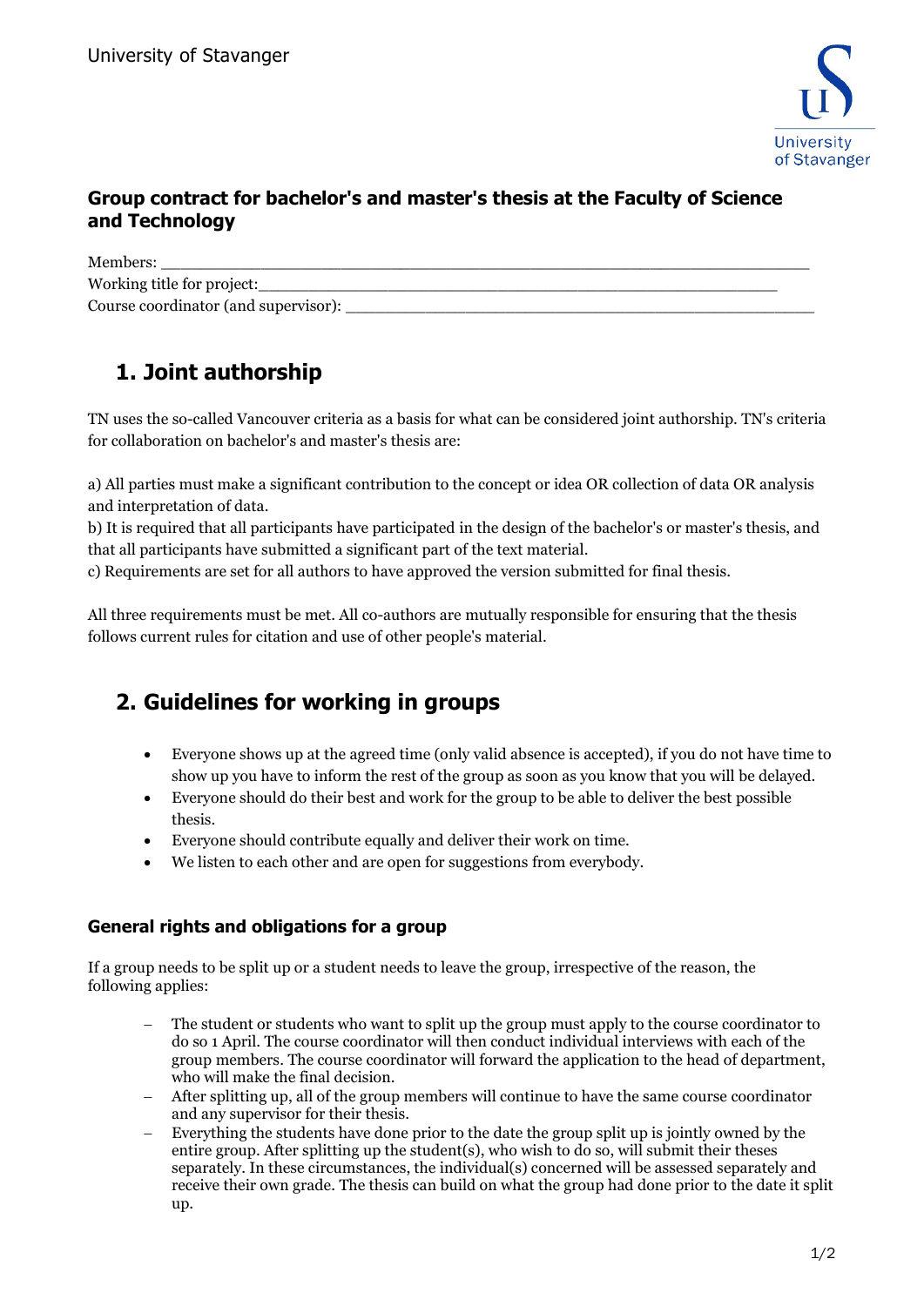University of Stavanger

## Group contract for bachelor's and master's thesis at the Faculty of Science and Technology

Members: ___________________________________________________________________________

Working title for project:_______________________________________________________________

Course coordinator (and supervisor): ______________________________________________________

# 1. Joint authorship

TN uses the so-called Vancouver criteria as a basis for what can be considered joint authorship. TN's criteria for collaboration on bachelor's and master's thesis are:

a) All parties must make a significant contribution to the concept or idea OR collection of data OR analysis and interpretation of data.
b) It is required that all participants have participated in the design of the bachelor's or master's thesis, and that all participants have submitted a significant part of the text material.
c) Requirements are set for all authors to have approved the version submitted for final thesis.

All three requirements must be met. All co-authors are mutually responsible for ensuring that the thesis follows current rules for citation and use of other people's material.

# 2. Guidelines for working in groups

- Everyone shows up at the agreed time (only valid absence is accepted), if you do not have time to show up you have to inform the rest of the group as soon as you know that you will be delayed.
- Everyone should do their best and work for the group to be able to deliver the best possible thesis.
- Everyone should contribute equally and deliver their work on time.
- We listen to each other and are open for suggestions from everybody.

### General rights and obligations for a group

If a group needs to be split up or a student needs to leave the group, irrespective of the reason, the following applies:

- The student or students who want to split up the group must apply to the course coordinator to do so 1 April. The course coordinator will then conduct individual interviews with each of the group members. The course coordinator will forward the application to the head of department, who will make the final decision.
- After splitting up, all of the group members will continue to have the same course coordinator and any supervisor for their thesis.
- Everything the students have done prior to the date the group split up is jointly owned by the entire group. After splitting up the student(s), who wish to do so, will submit their theses separately. In these circumstances, the individual(s) concerned will be assessed separately and receive their own grade. The thesis can build on what the group had done prior to the date it split up.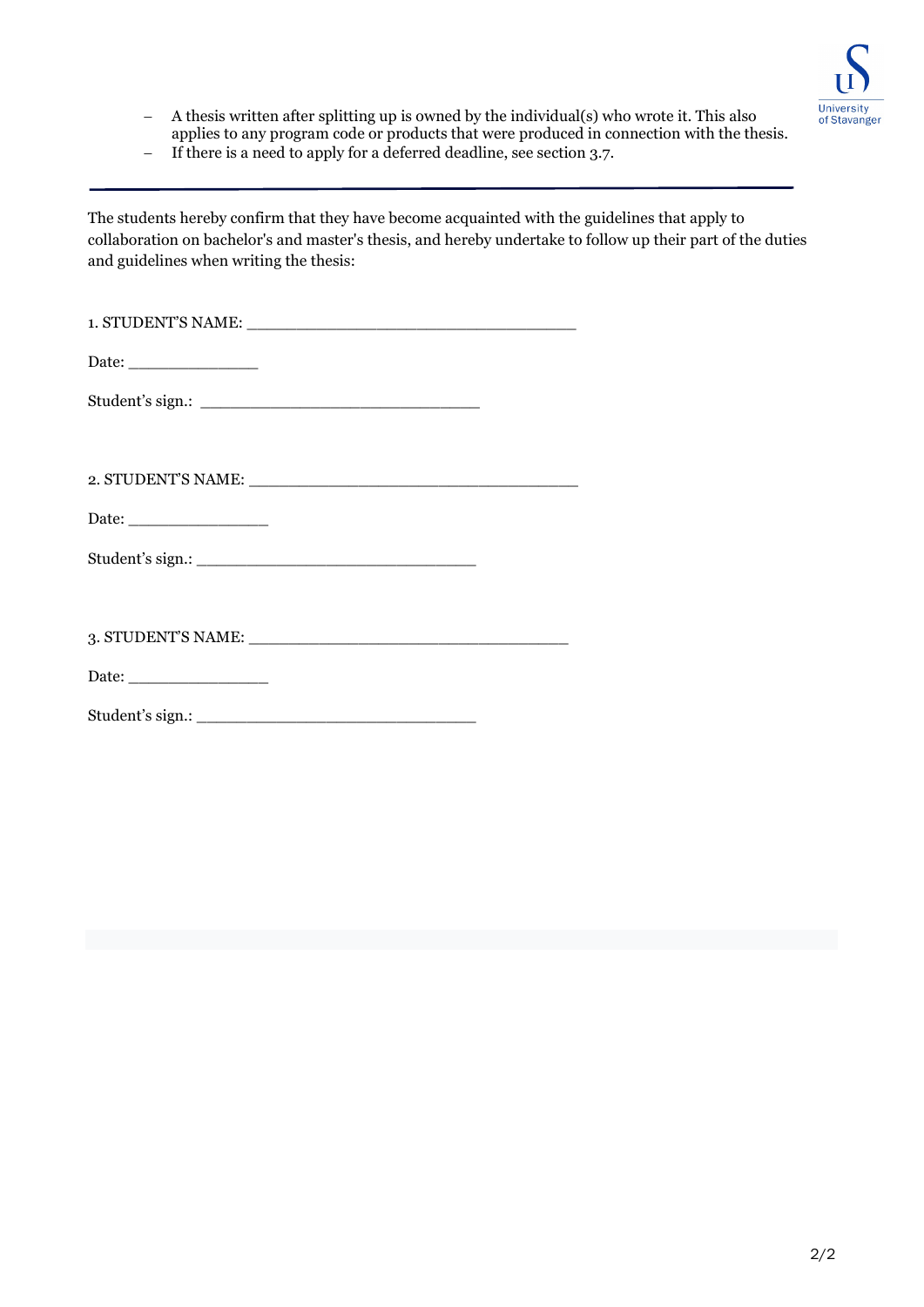- A thesis written after splitting up is owned by the individual(s) who wrote it. This also applies to any program code or products that were produced in connection with the thesis.
- If there is a need to apply for a deferred deadline, see section 3.7.

---

The students hereby confirm that they have become acquainted with the guidelines that apply to collaboration on bachelor's and master's thesis, and hereby undertake to follow up their part of the duties and guidelines when writing the thesis:

1. STUDENT'S NAME: ___________________________________

Date: ______________

Student's sign.: ______________________________

2. STUDENT'S NAME: ___________________________________

Date: _______________

Student's sign.: ______________________________

3. STUDENT'S NAME: __________________________________

Date: _______________

Student's sign.: ______________________________